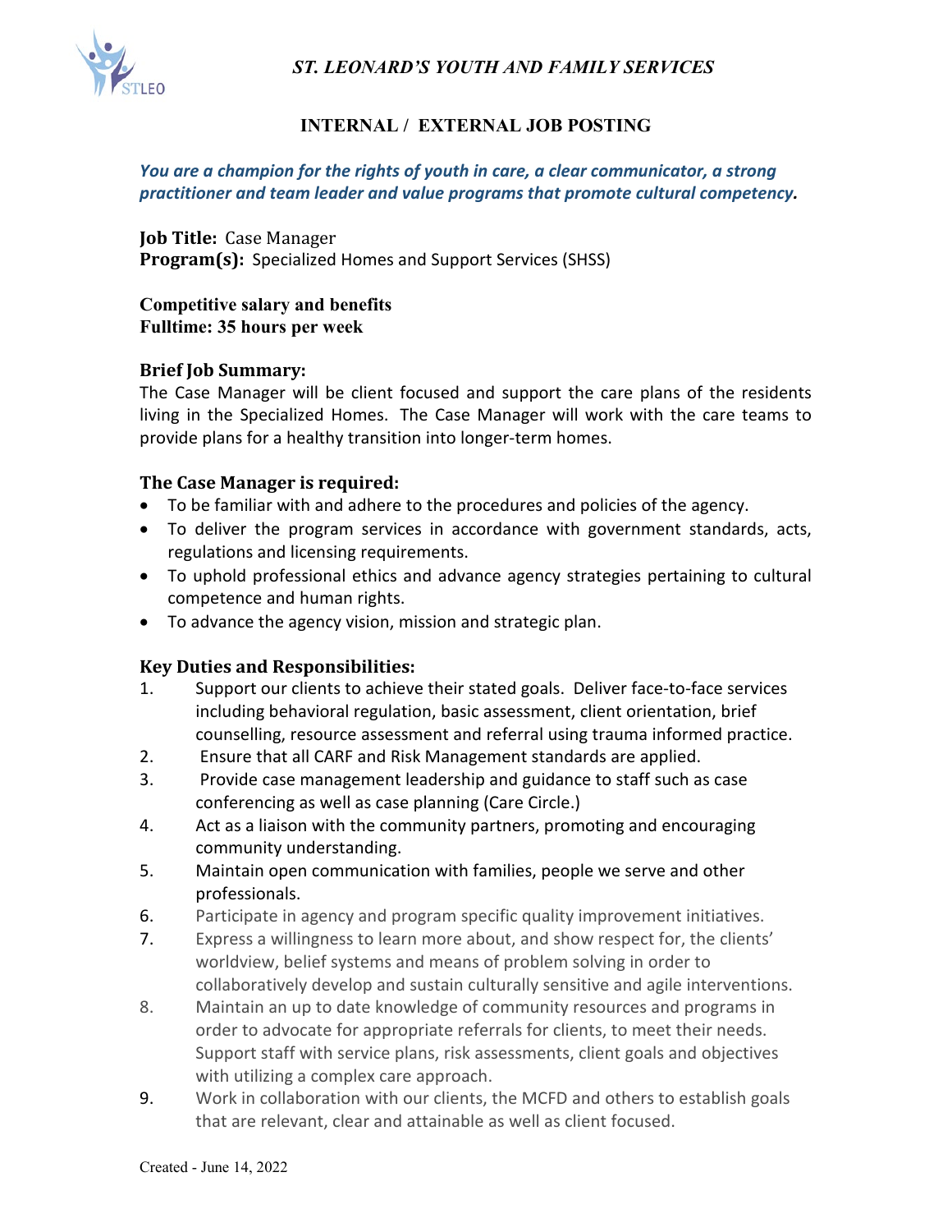# *ST. LEONARD'S YOUTH AND FAMILY SERVICES*

## INTERNAL / EXTERNAL JOB POSTING

***You are a champion for the rights of youth in care, a clear communicator, a strong practitioner and team leader and value programs that promote cultural competency.***

**Job Title:** Case Manager
**Program(s):** Specialized Homes and Support Services (SHSS)

**Competitive salary and benefits**
**Fulltime: 35 hours per week**

### Brief Job Summary:

The Case Manager will be client focused and support the care plans of the residents living in the Specialized Homes. The Case Manager will work with the care teams to provide plans for a healthy transition into longer-term homes.

### The Case Manager is required:

- To be familiar with and adhere to the procedures and policies of the agency.
- To deliver the program services in accordance with government standards, acts, regulations and licensing requirements.
- To uphold professional ethics and advance agency strategies pertaining to cultural competence and human rights.
- To advance the agency vision, mission and strategic plan.

### Key Duties and Responsibilities:

1. Support our clients to achieve their stated goals. Deliver face-to-face services including behavioral regulation, basic assessment, client orientation, brief counselling, resource assessment and referral using trauma informed practice.
2. Ensure that all CARF and Risk Management standards are applied.
3. Provide case management leadership and guidance to staff such as case conferencing as well as case planning (Care Circle.)
4. Act as a liaison with the community partners, promoting and encouraging community understanding.
5. Maintain open communication with families, people we serve and other professionals.
6. Participate in agency and program specific quality improvement initiatives.
7. Express a willingness to learn more about, and show respect for, the clients' worldview, belief systems and means of problem solving in order to collaboratively develop and sustain culturally sensitive and agile interventions.
8. Maintain an up to date knowledge of community resources and programs in order to advocate for appropriate referrals for clients, to meet their needs. Support staff with service plans, risk assessments, client goals and objectives with utilizing a complex care approach.
9. Work in collaboration with our clients, the MCFD and others to establish goals that are relevant, clear and attainable as well as client focused.

Created - June 14, 2022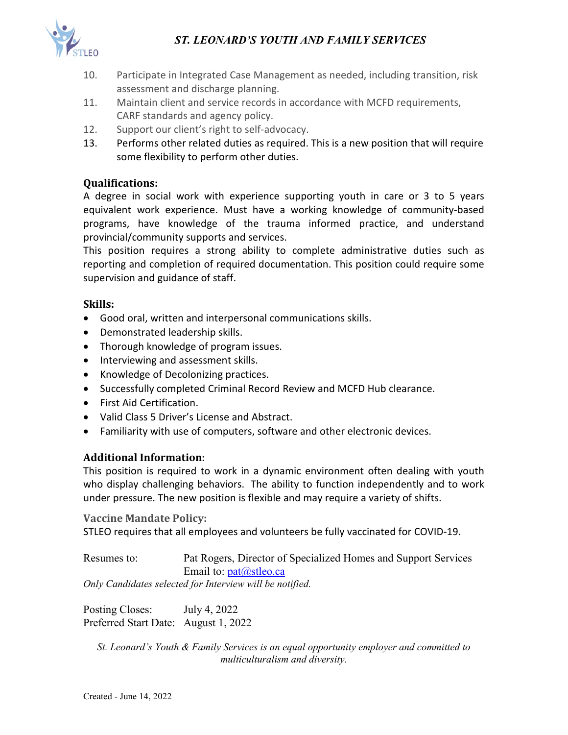10. Participate in Integrated Case Management as needed, including transition, risk assessment and discharge planning.
11. Maintain client and service records in accordance with MCFD requirements, CARF standards and agency policy.
12. Support our client's right to self-advocacy.
13. Performs other related duties as required. This is a new position that will require some flexibility to perform other duties.

**Qualifications:**

A degree in social work with experience supporting youth in care or 3 to 5 years equivalent work experience. Must have a working knowledge of community-based programs, have knowledge of the trauma informed practice, and understand provincial/community supports and services.

This position requires a strong ability to complete administrative duties such as reporting and completion of required documentation. This position could require some supervision and guidance of staff.

**Skills:**

- Good oral, written and interpersonal communications skills.
- Demonstrated leadership skills.
- Thorough knowledge of program issues.
- Interviewing and assessment skills.
- Knowledge of Decolonizing practices.
- Successfully completed Criminal Record Review and MCFD Hub clearance.
- First Aid Certification.
- Valid Class 5 Driver's License and Abstract.
- Familiarity with use of computers, software and other electronic devices.

**Additional Information**:

This position is required to work in a dynamic environment often dealing with youth who display challenging behaviors. The ability to function independently and to work under pressure. The new position is flexible and may require a variety of shifts.

**Vaccine Mandate Policy:**

STLEO requires that all employees and volunteers be fully vaccinated for COVID-19.

Resumes to: Pat Rogers, Director of Specialized Homes and Support Services
Email to: pat@stleo.ca

*Only Candidates selected for Interview will be notified.*

Posting Closes: July 4, 2022
Preferred Start Date: August 1, 2022

*St. Leonard's Youth & Family Services is an equal opportunity employer and committed to multiculturalism and diversity.*

Created - June 14, 2022